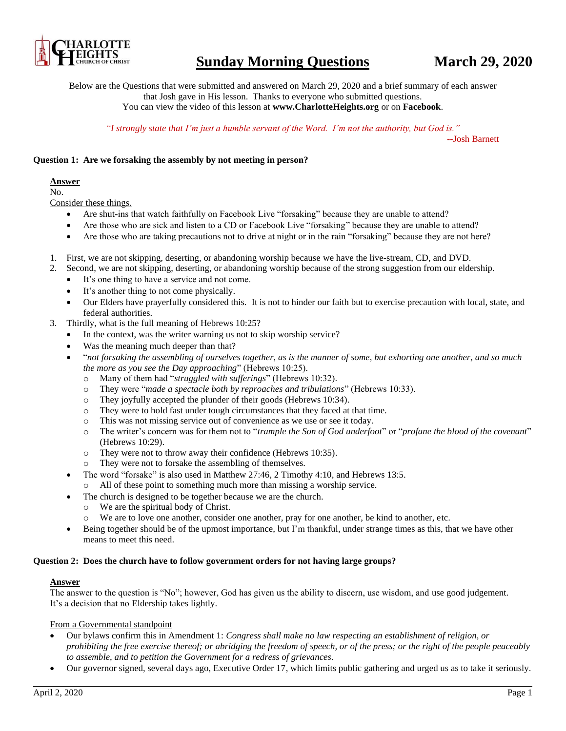# Sunday Morning Questions — March 29, 2020

CHARLOTTE HEIGHTS CHURCH OF CHRIST

Below are the Questions that were submitted and answered on March 29, 2020 and a brief summary of each answer that Josh gave in His lesson. Thanks to everyone who submitted questions.
You can view the video of this lesson at **www.CharlotteHeights.org** or on **Facebook**.

*"I strongly state that I'm just a humble servant of the Word. I'm not the authority, but God is."*
--Josh Barnett

**Question 1: Are we forsaking the assembly by not meeting in person?**

**Answer**

No.

Consider these things.

- Are shut-ins that watch faithfully on Facebook Live "forsaking" because they are unable to attend?
- Are those who are sick and listen to a CD or Facebook Live "forsaking" because they are unable to attend?
- Are those who are taking precautions not to drive at night or in the rain "forsaking" because they are not here?

1. First, we are not skipping, deserting, or abandoning worship because we have the live-stream, CD, and DVD.
2. Second, we are not skipping, deserting, or abandoning worship because of the strong suggestion from our eldership.
   - It's one thing to have a service and not come.
   - It's another thing to not come physically.
   - Our Elders have prayerfully considered this. It is not to hinder our faith but to exercise precaution with local, state, and federal authorities.
3. Thirdly, what is the full meaning of Hebrews 10:25?
   - In the context, was the writer warning us not to skip worship service?
   - Was the meaning much deeper than that?
   - "*not forsaking the assembling of ourselves together, as is the manner of some, but exhorting one another, and so much the more as you see the Day approaching*" (Hebrews 10:25).
     - Many of them had "*struggled with sufferings*" (Hebrews 10:32).
     - They were "*made a spectacle both by reproaches and tribulations*" (Hebrews 10:33).
     - They joyfully accepted the plunder of their goods (Hebrews 10:34).
     - They were to hold fast under tough circumstances that they faced at that time.
     - This was not missing service out of convenience as we use or see it today.
     - The writer's concern was for them not to "*trample the Son of God underfoot*" or "*profane the blood of the covenant*" (Hebrews 10:29).
     - They were not to throw away their confidence (Hebrews 10:35).
     - They were not to forsake the assembling of themselves.
   - The word "forsake" is also used in Matthew 27:46, 2 Timothy 4:10, and Hebrews 13:5.
     - All of these point to something much more than missing a worship service.
   - The church is designed to be together because we are the church.
     - We are the spiritual body of Christ.
     - We are to love one another, consider one another, pray for one another, be kind to another, etc.
   - Being together should be of the upmost importance, but I'm thankful, under strange times as this, that we have other means to meet this need.

**Question 2: Does the church have to follow government orders for not having large groups?**

**Answer**

The answer to the question is "No"; however, God has given us the ability to discern, use wisdom, and use good judgement. It's a decision that no Eldership takes lightly.

From a Governmental standpoint

- Our bylaws confirm this in Amendment 1: *Congress shall make no law respecting an establishment of religion, or prohibiting the free exercise thereof; or abridging the freedom of speech, or of the press; or the right of the people peaceably to assemble, and to petition the Government for a redress of grievances*.
- Our governor signed, several days ago, Executive Order 17, which limits public gathering and urged us as to take it seriously.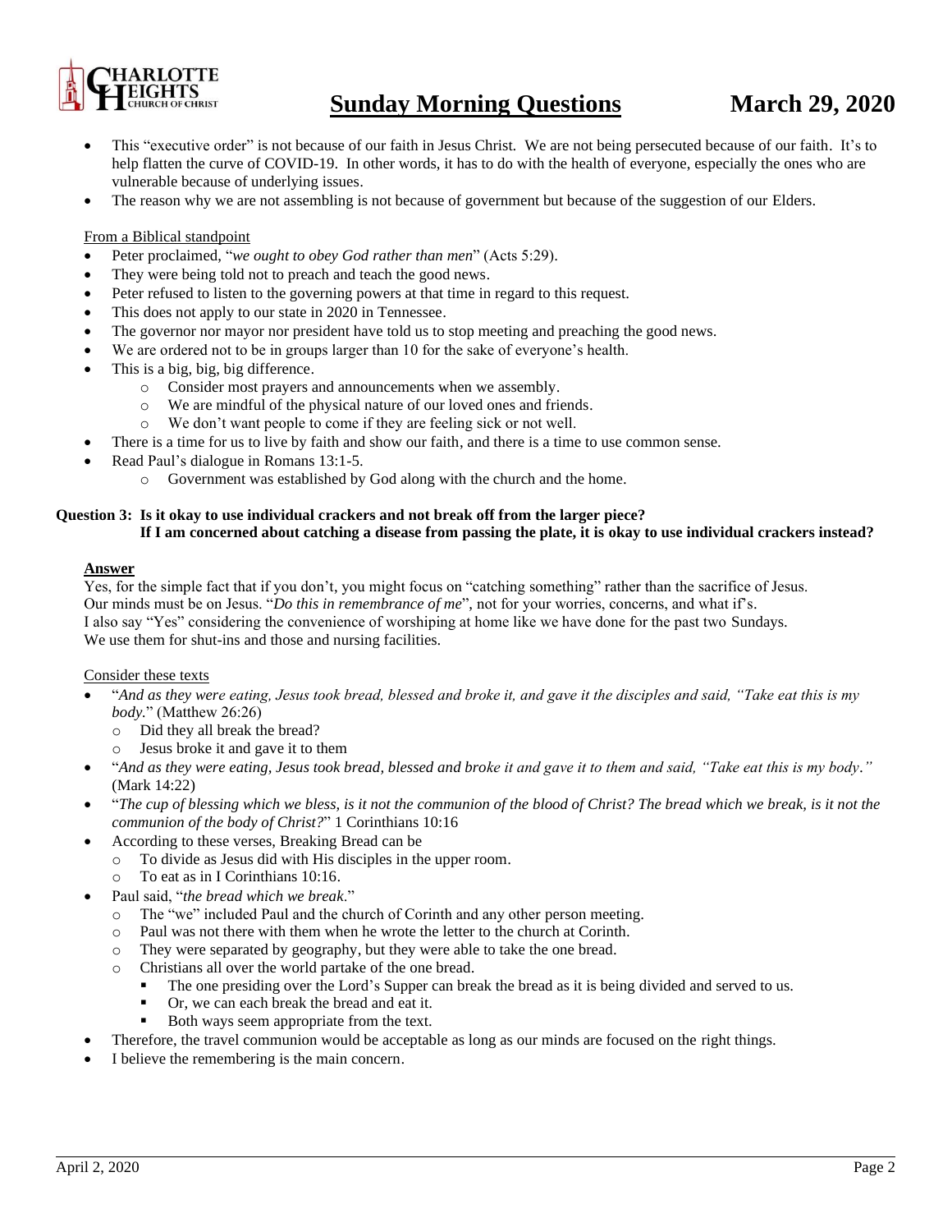- This “executive order” is not because of our faith in Jesus Christ. We are not being persecuted because of our faith. It’s to help flatten the curve of COVID-19. In other words, it has to do with the health of everyone, especially the ones who are vulnerable because of underlying issues.
- The reason why we are not assembling is not because of government but because of the suggestion of our Elders.

From a Biblical standpoint

- Peter proclaimed, “*we ought to obey God rather than men*” (Acts 5:29).
- They were being told not to preach and teach the good news.
- Peter refused to listen to the governing powers at that time in regard to this request.
- This does not apply to our state in 2020 in Tennessee.
- The governor nor mayor nor president have told us to stop meeting and preaching the good news.
- We are ordered not to be in groups larger than 10 for the sake of everyone’s health.
- This is a big, big, big difference.
  - Consider most prayers and announcements when we assembly.
  - We are mindful of the physical nature of our loved ones and friends.
  - We don’t want people to come if they are feeling sick or not well.
- There is a time for us to live by faith and show our faith, and there is a time to use common sense.
- Read Paul’s dialogue in Romans 13:1-5.
  - Government was established by God along with the church and the home.

**Question 3: Is it okay to use individual crackers and not break off from the larger piece?**
**If I am concerned about catching a disease from passing the plate, it is okay to use individual crackers instead?**

**Answer**

Yes, for the simple fact that if you don’t, you might focus on “catching something” rather than the sacrifice of Jesus. Our minds must be on Jesus. “*Do this in remembrance of me*”, not for your worries, concerns, and what if’s.
I also say “Yes” considering the convenience of worshiping at home like we have done for the past two Sundays.
We use them for shut-ins and those and nursing facilities.

Consider these texts

- “*And as they were eating, Jesus took bread, blessed and broke it, and gave it the disciples and said, “Take eat this is my body.*” (Matthew 26:26)
  - Did they all break the bread?
  - Jesus broke it and gave it to them
- “*And as they were eating, Jesus took bread, blessed and broke it and gave it to them and said, “Take eat this is my body.”*” (Mark 14:22)
- “*The cup of blessing which we bless, is it not the communion of the blood of Christ? The bread which we break, is it not the communion of the body of Christ?*” 1 Corinthians 10:16
- According to these verses, Breaking Bread can be
  - To divide as Jesus did with His disciples in the upper room.
  - To eat as in I Corinthians 10:16.
- Paul said, “*the bread which we break*.”
  - The “we” included Paul and the church of Corinth and any other person meeting.
  - Paul was not there with them when he wrote the letter to the church at Corinth.
  - They were separated by geography, but they were able to take the one bread.
  - Christians all over the world partake of the one bread.
    - The one presiding over the Lord’s Supper can break the bread as it is being divided and served to us.
    - Or, we can each break the bread and eat it.
    - Both ways seem appropriate from the text.
- Therefore, the travel communion would be acceptable as long as our minds are focused on the right things.
- I believe the remembering is the main concern.